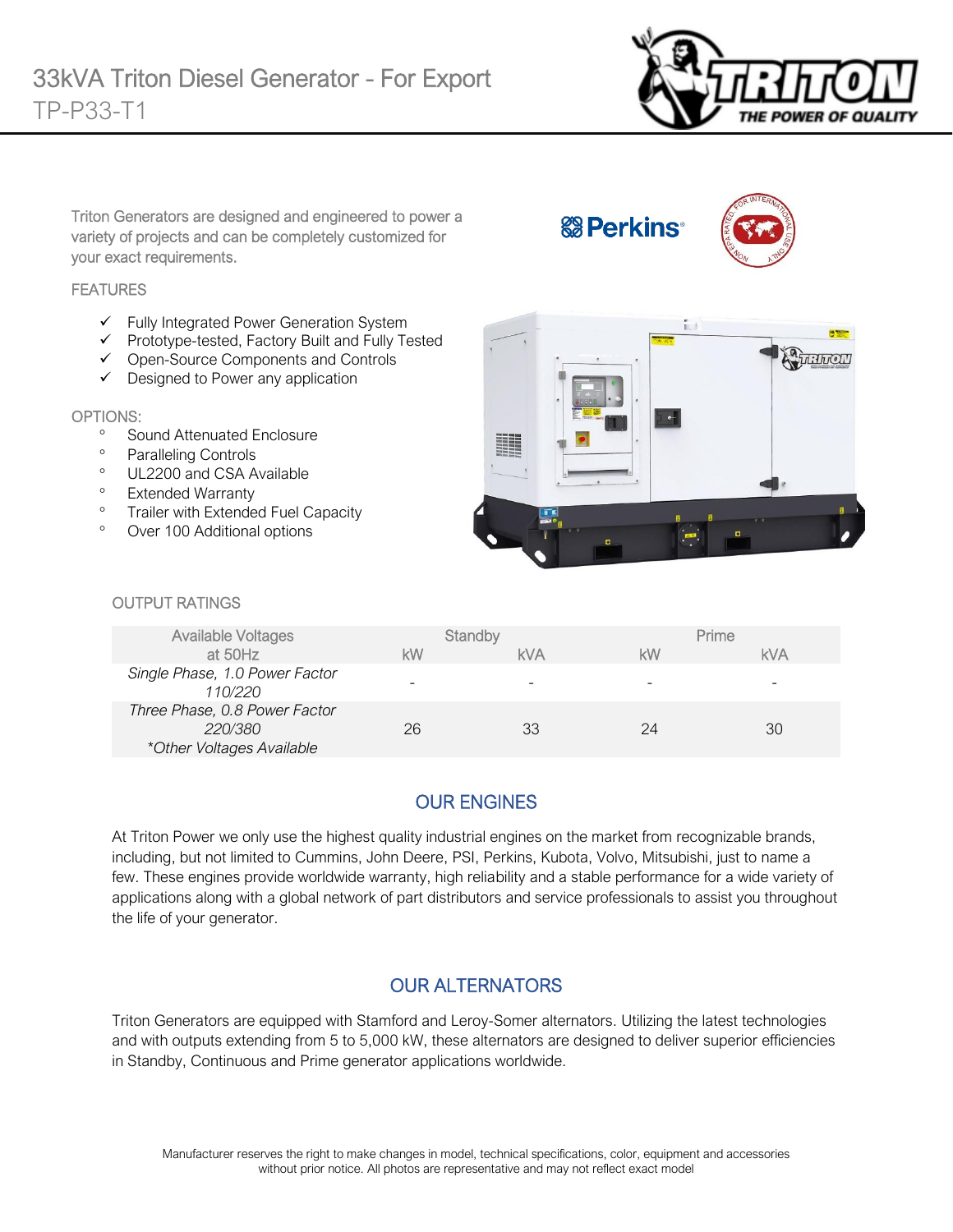# 33kVA Triton Diesel Generator - For Export

## TP-P33-T1

Triton Generators are designed and engineered to power a variety of projects and can be completely customized for your exact requirements.

### FEATURES

- ✓ Fully Integrated Power Generation System
- ✓ Prototype-tested, Factory Built and Fully Tested
- ✓ Open-Source Components and Controls
- ✓ Designed to Power any application

### OPTIONS:

- Sound Attenuated Enclosure
- Paralleling Controls
- UL2200 and CSA Available
- Extended Warranty
- Trailer with Extended Fuel Capacity
- Over 100 Additional options

### OUTPUT RATINGS

| Available Voltages at 50Hz | Standby | | Prime | |
|---|---|---|---|---|
| | kW | kVA | kW | kVA |
| *Single Phase, 1.0 Power Factor 110/220* | - | - | - | - |
| *Three Phase, 0.8 Power Factor 220/380 \*Other Voltages Available* | 26 | 33 | 24 | 30 |

## OUR ENGINES

At Triton Power we only use the highest quality industrial engines on the market from recognizable brands, including, but not limited to Cummins, John Deere, PSI, Perkins, Kubota, Volvo, Mitsubishi, just to name a few. These engines provide worldwide warranty, high reliability and a stable performance for a wide variety of applications along with a global network of part distributors and service professionals to assist you throughout the life of your generator.

## OUR ALTERNATORS

Triton Generators are equipped with Stamford and Leroy-Somer alternators. Utilizing the latest technologies and with outputs extending from 5 to 5,000 kW, these alternators are designed to deliver superior efficiencies in Standby, Continuous and Prime generator applications worldwide.

Manufacturer reserves the right to make changes in model, technical specifications, color, equipment and accessories without prior notice. All photos are representative and may not reflect exact model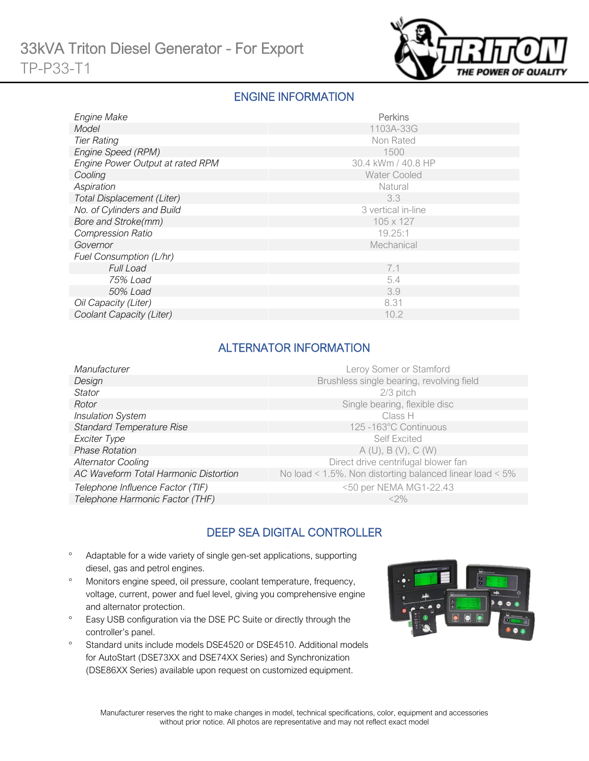# 33kVA Triton Diesel Generator - For Export

TP-P33-T1

## ENGINE INFORMATION

| | |
|---|---|
| *Engine Make* | Perkins |
| *Model* | 1103A-33G |
| *Tier Rating* | Non Rated |
| *Engine Speed (RPM)* | 1500 |
| *Engine Power Output at rated RPM* | 30.4 kWm / 40.8 HP |
| *Cooling* | Water Cooled |
| *Aspiration* | Natural |
| *Total Displacement (Liter)* | 3.3 |
| *No. of Cylinders and Build* | 3 vertical in-line |
| *Bore and Stroke(mm)* | 105 x 127 |
| *Compression Ratio* | 19.25:1 |
| *Governor* | Mechanical |
| *Fuel Consumption (L/hr)* | |
| *Full Load* | 7.1 |
| *75% Load* | 5.4 |
| *50% Load* | 3.9 |
| *Oil Capacity (Liter)* | 8.31 |
| *Coolant Capacity (Liter)* | 10.2 |

## ALTERNATOR INFORMATION

| | |
|---|---|
| *Manufacturer* | Leroy Somer or Stamford |
| *Design* | Brushless single bearing, revolving field |
| *Stator* | 2/3 pitch |
| *Rotor* | Single bearing, flexible disc |
| *Insulation System* | Class H |
| *Standard Temperature Rise* | 125 -163°C Continuous |
| *Exciter Type* | Self Excited |
| *Phase Rotation* | A (U), B (V), C (W) |
| *Alternator Cooling* | Direct drive centrifugal blower fan |
| *AC Waveform Total Harmonic Distortion* | No load < 1.5%. Non distorting balanced linear load < 5% |
| *Telephone Influence Factor (TIF)* | <50 per NEMA MG1-22.43 |
| *Telephone Harmonic Factor (THF)* | <2% |

## DEEP SEA DIGITAL CONTROLLER

- Adaptable for a wide variety of single gen-set applications, supporting diesel, gas and petrol engines.
- Monitors engine speed, oil pressure, coolant temperature, frequency, voltage, current, power and fuel level, giving you comprehensive engine and alternator protection.
- Easy USB configuration via the DSE PC Suite or directly through the controller's panel.
- Standard units include models DSE4520 or DSE4510. Additional models for AutoStart (DSE73XX and DSE74XX Series) and Synchronization (DSE86XX Series) available upon request on customized equipment.

Manufacturer reserves the right to make changes in model, technical specifications, color, equipment and accessories without prior notice. All photos are representative and may not reflect exact model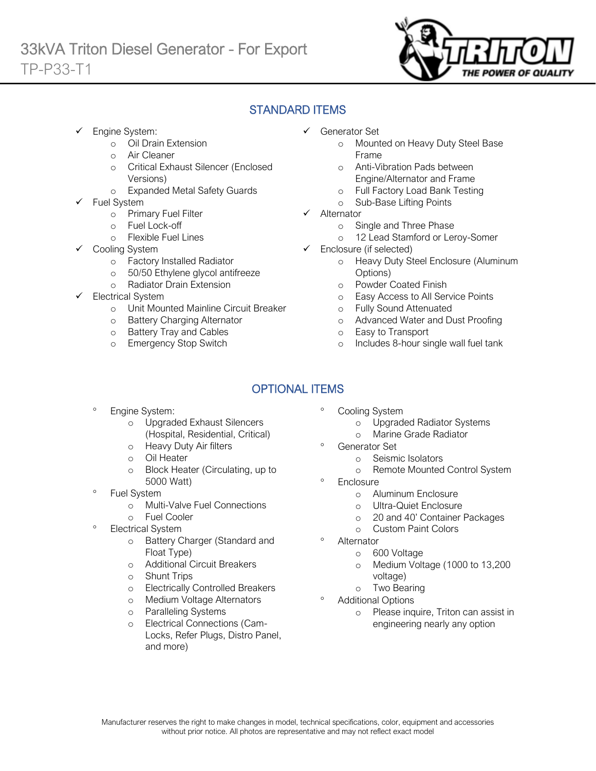# 33kVA Triton Diesel Generator - For Export

TP-P33-T1

## STANDARD ITEMS

- ✓ Engine System:
  - Oil Drain Extension
  - Air Cleaner
  - Critical Exhaust Silencer (Enclosed Versions)
  - Expanded Metal Safety Guards
- ✓ Fuel System
  - Primary Fuel Filter
  - Fuel Lock-off
  - Flexible Fuel Lines
- ✓ Cooling System
  - Factory Installed Radiator
  - 50/50 Ethylene glycol antifreeze
  - Radiator Drain Extension
- ✓ Electrical System
  - Unit Mounted Mainline Circuit Breaker
  - Battery Charging Alternator
  - Battery Tray and Cables
  - Emergency Stop Switch
- ✓ Generator Set
  - Mounted on Heavy Duty Steel Base Frame
  - Anti-Vibration Pads between Engine/Alternator and Frame
  - Full Factory Load Bank Testing
  - Sub-Base Lifting Points
- ✓ Alternator
  - Single and Three Phase
  - 12 Lead Stamford or Leroy-Somer
- ✓ Enclosure (if selected)
  - Heavy Duty Steel Enclosure (Aluminum Options)
  - Powder Coated Finish
  - Easy Access to All Service Points
  - Fully Sound Attenuated
  - Advanced Water and Dust Proofing
  - Easy to Transport
  - Includes 8-hour single wall fuel tank

## OPTIONAL ITEMS

- Engine System:
  - Upgraded Exhaust Silencers (Hospital, Residential, Critical)
  - Heavy Duty Air filters
  - Oil Heater
  - Block Heater (Circulating, up to 5000 Watt)
- Fuel System
  - Multi-Valve Fuel Connections
  - Fuel Cooler
- Electrical System
  - Battery Charger (Standard and Float Type)
  - Additional Circuit Breakers
  - Shunt Trips
  - Electrically Controlled Breakers
  - Medium Voltage Alternators
  - Paralleling Systems
  - Electrical Connections (Cam-Locks, Refer Plugs, Distro Panel, and more)
- Cooling System
  - Upgraded Radiator Systems
  - Marine Grade Radiator
- Generator Set
  - Seismic Isolators
  - Remote Mounted Control System
- Enclosure
  - Aluminum Enclosure
  - Ultra-Quiet Enclosure
  - 20 and 40' Container Packages
  - Custom Paint Colors
- Alternator
  - 600 Voltage
  - Medium Voltage (1000 to 13,200 voltage)
  - Two Bearing
- Additional Options
  - Please inquire, Triton can assist in engineering nearly any option

Manufacturer reserves the right to make changes in model, technical specifications, color, equipment and accessories without prior notice. All photos are representative and may not reflect exact model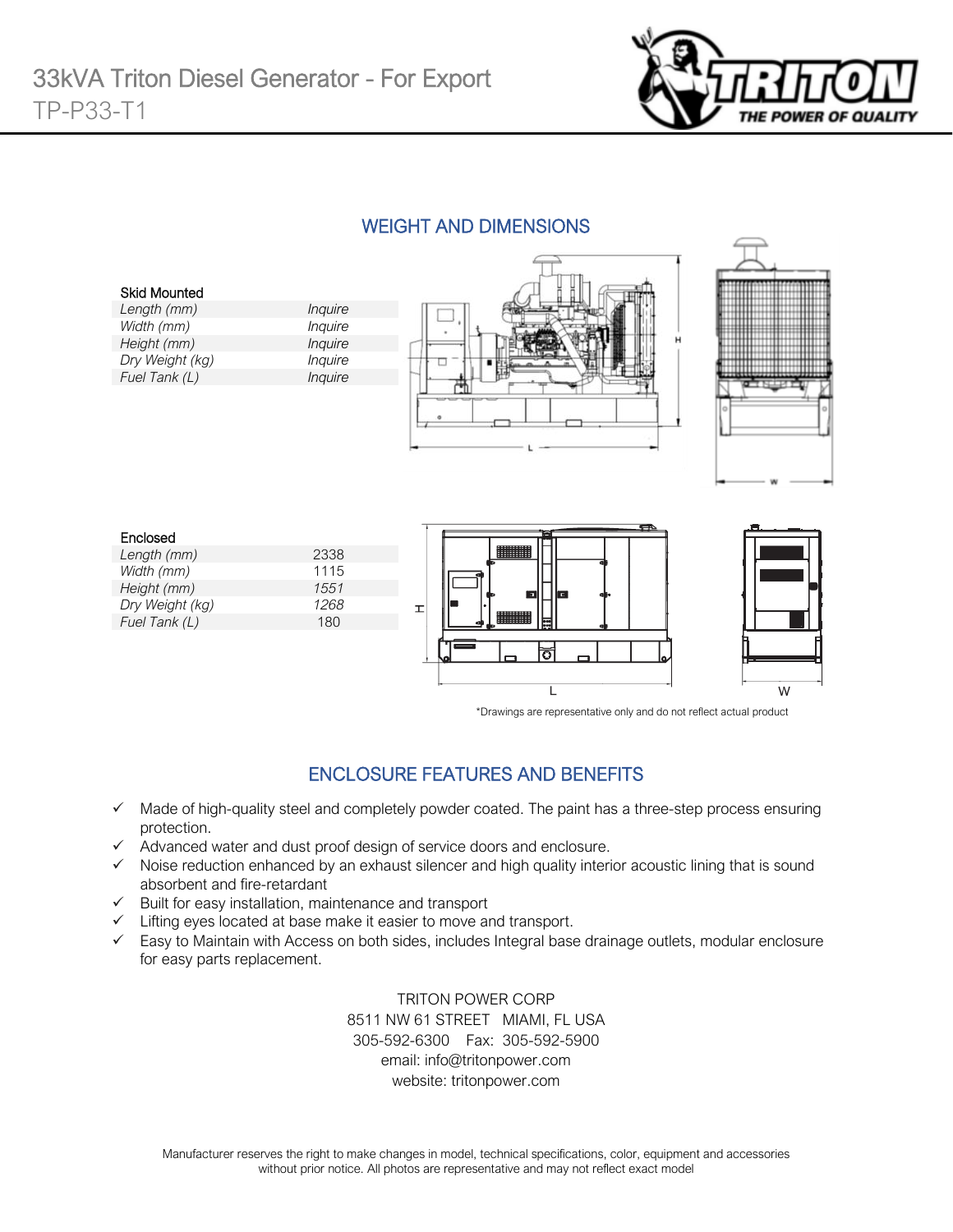# 33kVA Triton Diesel Generator - For Export

TP-P33-T1

## WEIGHT AND DIMENSIONS

| Skid Mounted | |
|---|---|
| *Length (mm)* | *Inquire* |
| *Width (mm)* | *Inquire* |
| *Height (mm)* | *Inquire* |
| *Dry Weight (kg)* | *Inquire* |
| *Fuel Tank (L)* | *Inquire* |

L

H

W

| Enclosed | |
|---|---|
| *Length (mm)* | 2338 |
| *Width (mm)* | 1115 |
| *Height (mm)* | *1551* |
| *Dry Weight (kg)* | *1268* |
| *Fuel Tank (L)* | 180 |

H

L

W

*Drawings are representative only and do not reflect actual product

## ENCLOSURE FEATURES AND BENEFITS

- ✓ Made of high-quality steel and completely powder coated. The paint has a three-step process ensuring protection.
- ✓ Advanced water and dust proof design of service doors and enclosure.
- ✓ Noise reduction enhanced by an exhaust silencer and high quality interior acoustic lining that is sound absorbent and fire-retardant
- ✓ Built for easy installation, maintenance and transport
- ✓ Lifting eyes located at base make it easier to move and transport.
- ✓ Easy to Maintain with Access on both sides, includes Integral base drainage outlets, modular enclosure for easy parts replacement.

TRITON POWER CORP
8511 NW 61 STREET MIAMI, FL USA
305-592-6300 Fax: 305-592-5900
email: info@tritonpower.com
website: tritonpower.com

Manufacturer reserves the right to make changes in model, technical specifications, color, equipment and accessories without prior notice. All photos are representative and may not reflect exact model